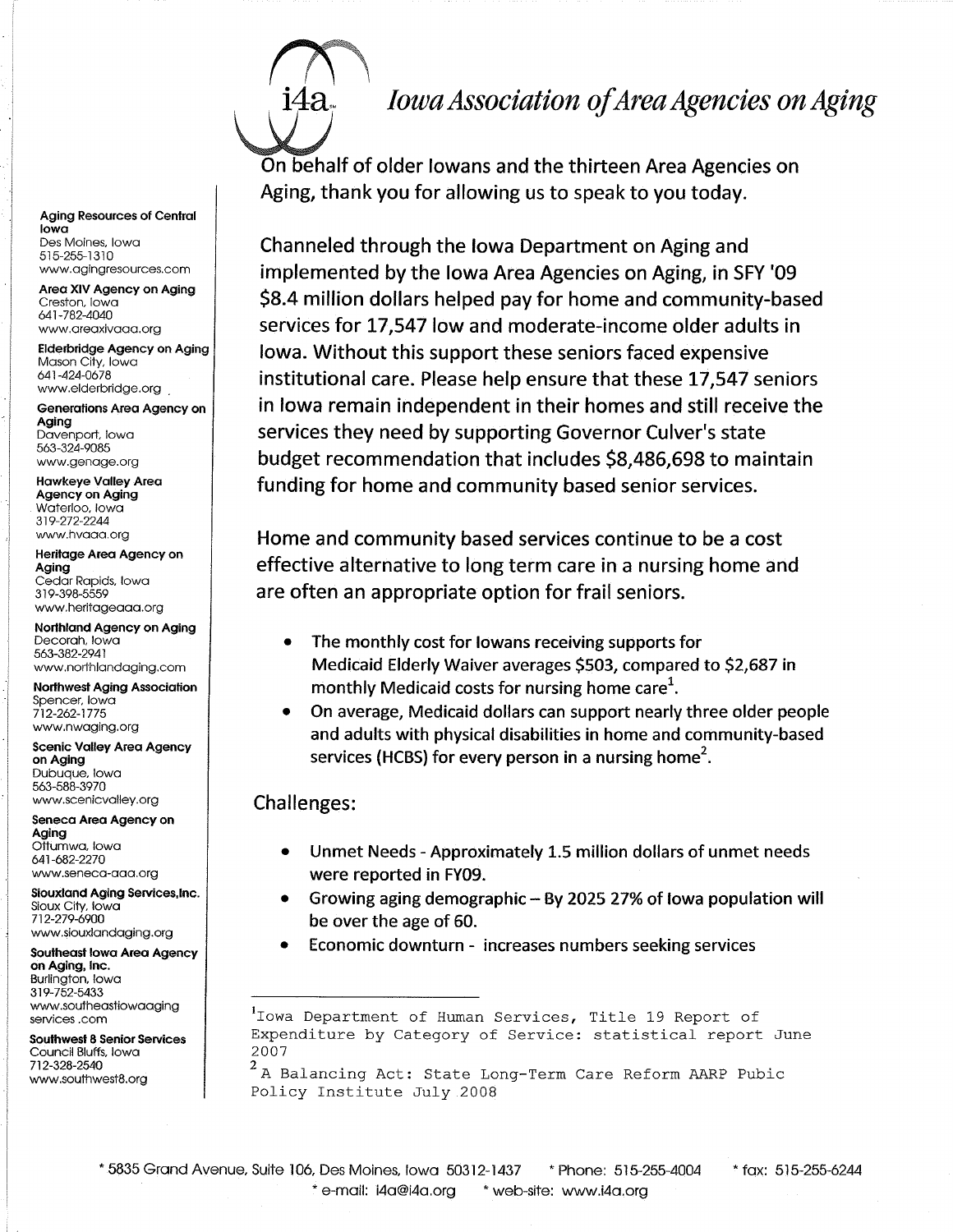# Iowa Association of Area Agencies on Aging

On behalf of older Iowans and the thirteen Area Agencies on Aging, thank you for allowing us to speak to you today.

Channeled through the Iowa Department on Aging and implemented by the Iowa Area Agencies on Aging, in SFY '09 $8.4 million dollars helped pay for home and community-based services for 17,547 low and moderate-income older adults in Iowa. Without this support these seniors faced expensive institutional care. Please help ensure that these 17,547 seniors in Iowa remain independent in their homes and still receive the services they need by supporting Governor Culver's state budget recommendation that includes $8,486,698 to maintain funding for home and community based senior services.

Home and community based services continue to be a cost effective alternative to long term care in a nursing home and are often an appropriate option for frail seniors.

- The monthly cost for Iowans receiving supports for Medicaid Elderly Waiver averages $503, compared to $2,687 in monthly Medicaid costs for nursing home care[1].
- On average, Medicaid dollars can support nearly three older people and adults with physical disabilities in home and community-based services (HCBS) for every person in a nursing home[2].

## Challenges:

- Unmet Needs - Approximately 1.5 million dollars of unmet needs were reported in FY09.
- Growing aging demographic – By 2025 27% of Iowa population will be over the age of 60.
- Economic downturn - increases numbers seeking services

---

[1] Iowa Department of Human Services, Title 19 Report of Expenditure by Category of Service: statistical report June 2007

[2] A Balancing Act: State Long-Term Care Reform AARP Pubic Policy Institute July 2008

---

**Aging Resources of Central Iowa**
Des Moines, Iowa
515-255-1310
www.agingresources.com

**Area XIV Agency on Aging**
Creston, Iowa
641-782-4040
www.areaxivaaa.org

**Elderbridge Agency on Aging**
Mason City, Iowa
641-424-0678
www.elderbridge.org

**Generations Area Agency on Aging**
Davenport, Iowa
563-324-9085
www.genage.org

**Hawkeye Valley Area Agency on Aging**
Waterloo, Iowa
319-272-2244
www.hvaaa.org

**Heritage Area Agency on Aging**
Cedar Rapids, Iowa
319-398-5559
www.heritageaaa.org

**Northland Agency on Aging**
Decorah, Iowa
563-382-2941
www.northlandaging.com

**Northwest Aging Association**
Spencer, Iowa
712-262-1775
www.nwaging.org

**Scenic Valley Area Agency on Aging**
Dubuque, Iowa
563-588-3970
www.scenicvalley.org

**Seneca Area Agency on Aging**
Ottumwa, Iowa
641-682-2270
www.seneca-aaa.org

**Siouxland Aging Services, Inc.**
Sioux City, Iowa
712-279-6900
www.siouxlandaging.org

**Southeast Iowa Area Agency on Aging, Inc.**
Burlington, Iowa
319-752-5433
www.southeastiowaaging services.com

**Southwest 8 Senior Services**
Council Bluffs, Iowa
712-328-2540
www.southwest8.org

---

* 5835 Grand Avenue, Suite 106, Des Moines, Iowa 50312-1437 * Phone: 515-255-4004 * fax: 515-255-6244
* e-mail: i4a@i4a.org * web-site: www.i4a.org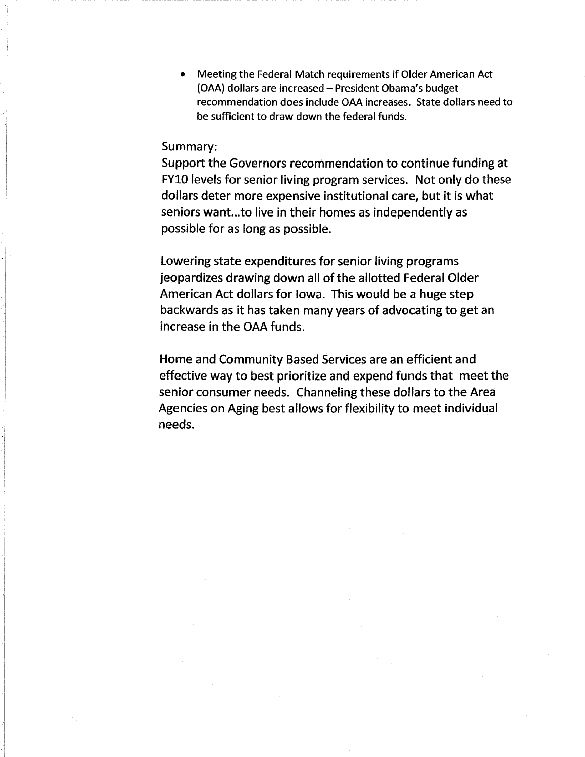- Meeting the Federal Match requirements if Older American Act (OAA) dollars are increased – President Obama's budget recommendation does include OAA increases. State dollars need to be sufficient to draw down the federal funds.

Summary:

Support the Governors recommendation to continue funding at FY10 levels for senior living program services. Not only do these dollars deter more expensive institutional care, but it is what seniors want…to live in their homes as independently as possible for as long as possible.

Lowering state expenditures for senior living programs jeopardizes drawing down all of the allotted Federal Older American Act dollars for Iowa. This would be a huge step backwards as it has taken many years of advocating to get an increase in the OAA funds.

Home and Community Based Services are an efficient and effective way to best prioritize and expend funds that meet the senior consumer needs. Channeling these dollars to the Area Agencies on Aging best allows for flexibility to meet individual needs.